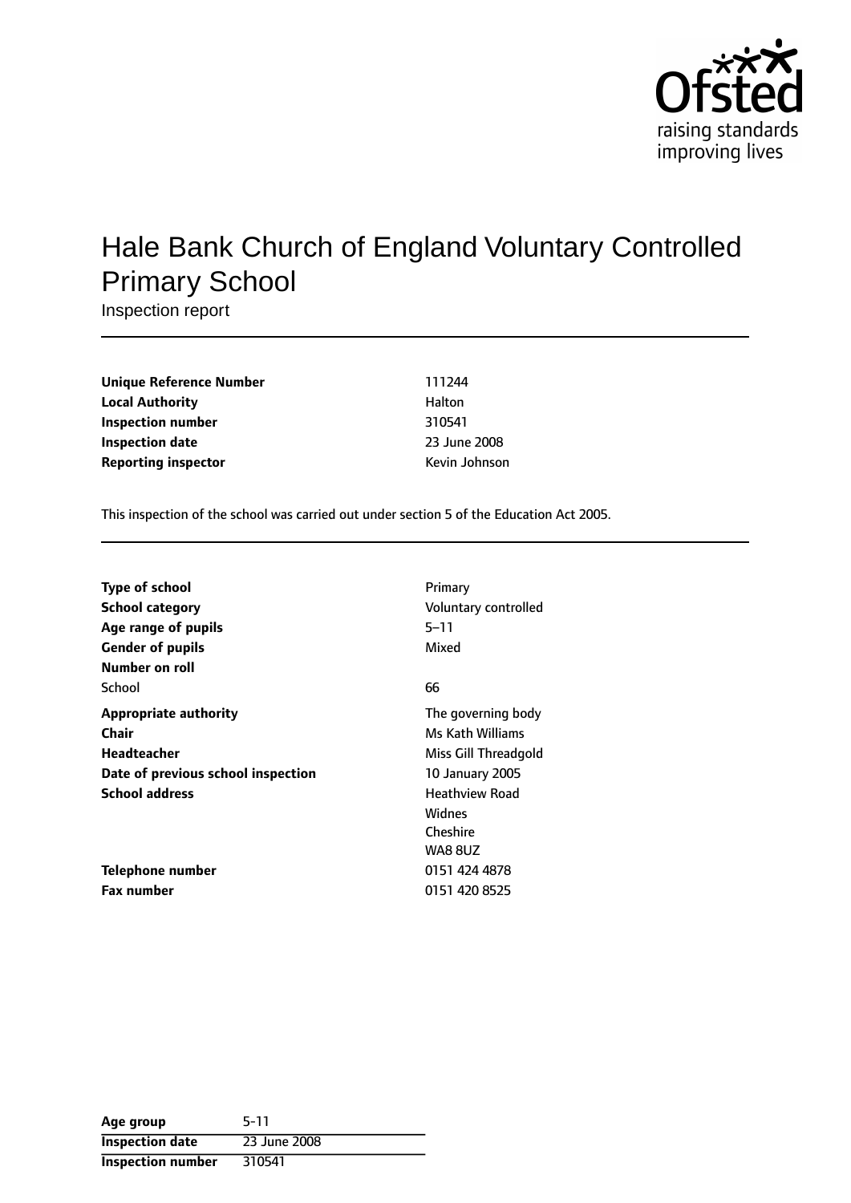# Hale Bank Church of England Voluntary Controlled Primary School

Inspection report

| | |
|---|---|
| **Unique Reference Number** | 111244 |
| **Local Authority** | Halton |
| **Inspection number** | 310541 |
| **Inspection date** | 23 June 2008 |
| **Reporting inspector** | Kevin Johnson |

This inspection of the school was carried out under section 5 of the Education Act 2005.

| | |
|---|---|
| **Type of school** | Primary |
| **School category** | Voluntary controlled |
| **Age range of pupils** | 5–11 |
| **Gender of pupils** | Mixed |
| **Number on roll** | |
| School | 66 |
| **Appropriate authority** | The governing body |
| **Chair** | Ms Kath Williams |
| **Headteacher** | Miss Gill Threadgold |
| **Date of previous school inspection** | 10 January 2005 |
| **School address** | Heathview Road<br>Widnes<br>Cheshire<br>WA8 8UZ |
| **Telephone number** | 0151 424 4878 |
| **Fax number** | 0151 420 8525 |

| | |
|---|---|
| **Age group** | 5-11 |
| **Inspection date** | 23 June 2008 |
| **Inspection number** | 310541 |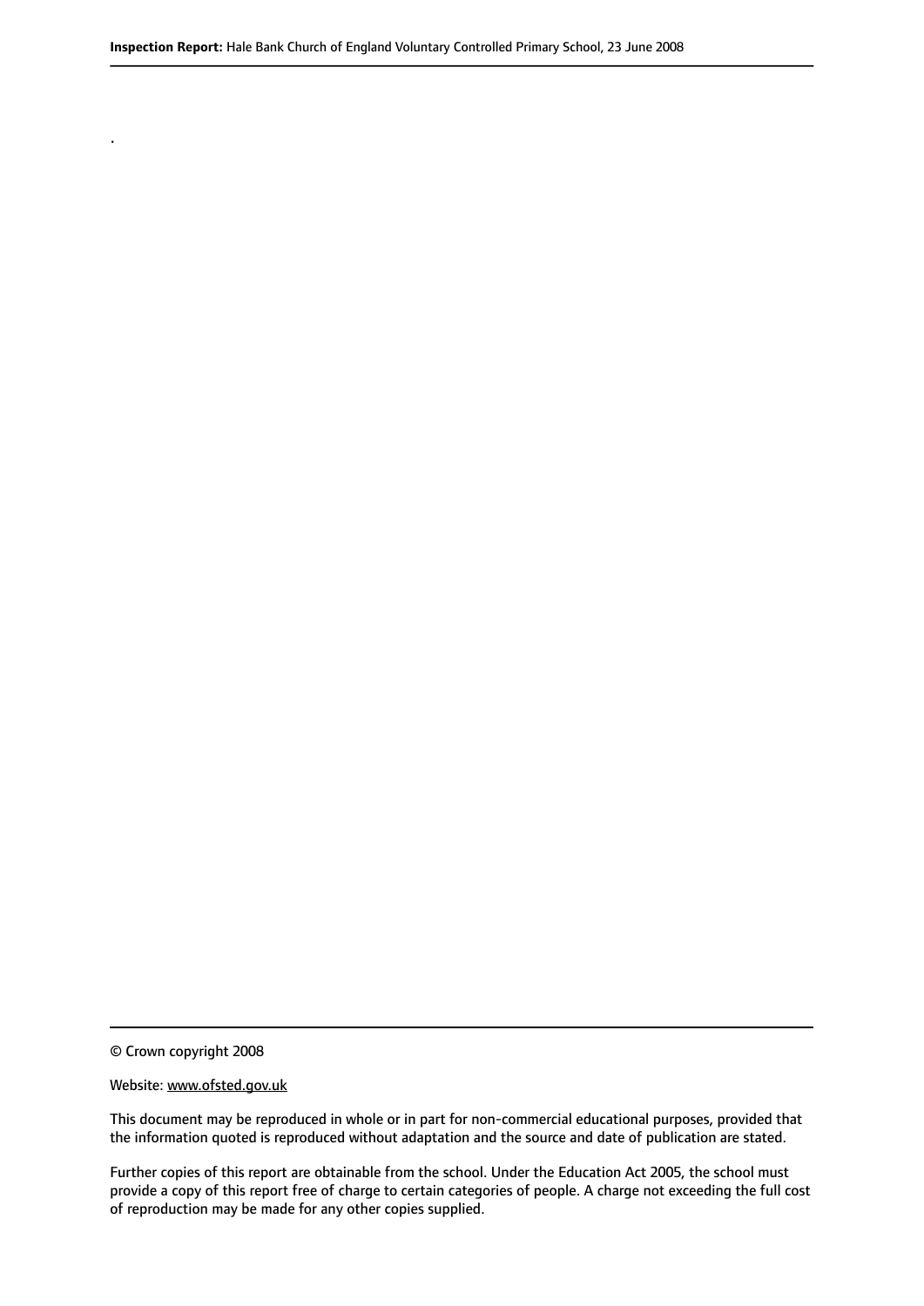.

© Crown copyright 2008

Website: www.ofsted.gov.uk

This document may be reproduced in whole or in part for non-commercial educational purposes, provided that the information quoted is reproduced without adaptation and the source and date of publication are stated.

Further copies of this report are obtainable from the school. Under the Education Act 2005, the school must provide a copy of this report free of charge to certain categories of people. A charge not exceeding the full cost of reproduction may be made for any other copies supplied.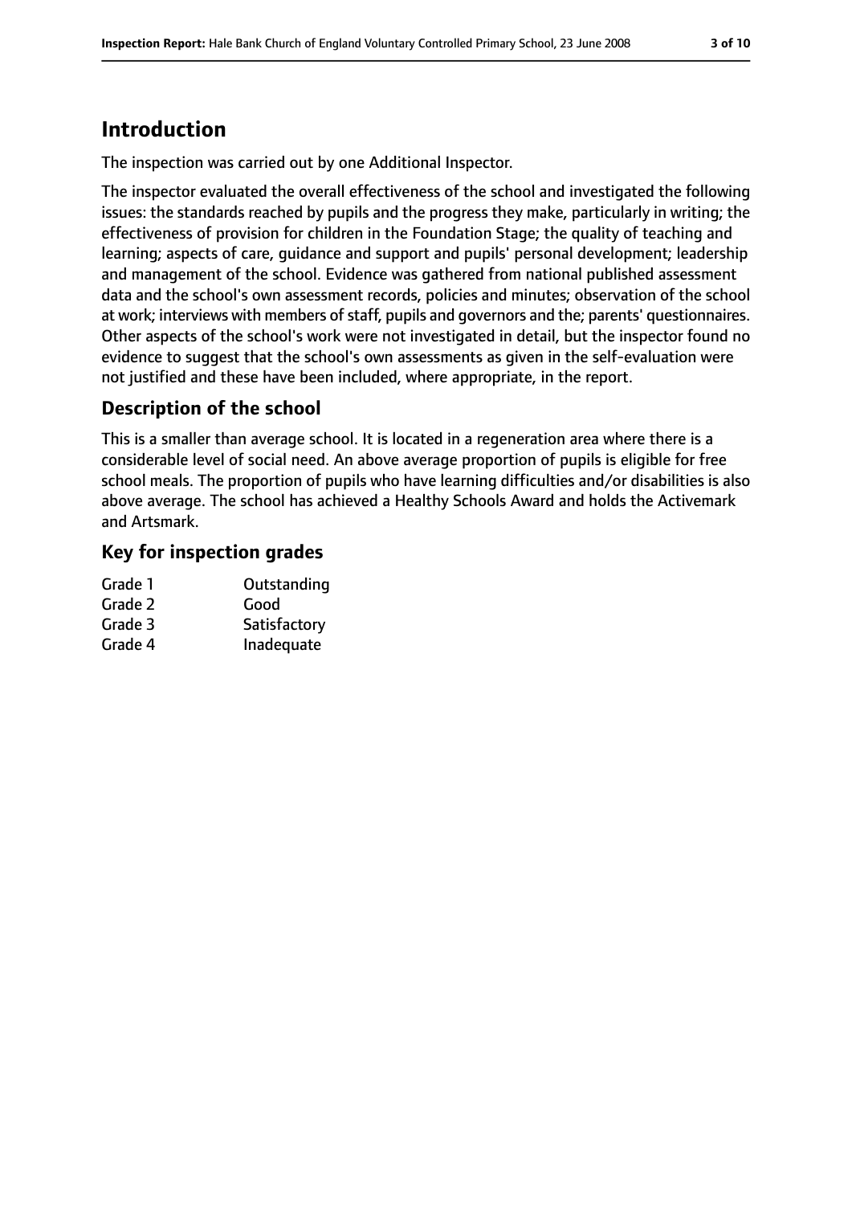# Introduction

The inspection was carried out by one Additional Inspector.

The inspector evaluated the overall effectiveness of the school and investigated the following issues: the standards reached by pupils and the progress they make, particularly in writing; the effectiveness of provision for children in the Foundation Stage; the quality of teaching and learning; aspects of care, guidance and support and pupils' personal development; leadership and management of the school. Evidence was gathered from national published assessment data and the school's own assessment records, policies and minutes; observation of the school at work; interviews with members of staff, pupils and governors and the; parents' questionnaires. Other aspects of the school's work were not investigated in detail, but the inspector found no evidence to suggest that the school's own assessments as given in the self-evaluation were not justified and these have been included, where appropriate, in the report.

## Description of the school

This is a smaller than average school. It is located in a regeneration area where there is a considerable level of social need. An above average proportion of pupils is eligible for free school meals. The proportion of pupils who have learning difficulties and/or disabilities is also above average. The school has achieved a Healthy Schools Award and holds the Activemark and Artsmark.

## Key for inspection grades

| | |
|---|---|
| Grade 1 | Outstanding |
| Grade 2 | Good |
| Grade 3 | Satisfactory |
| Grade 4 | Inadequate |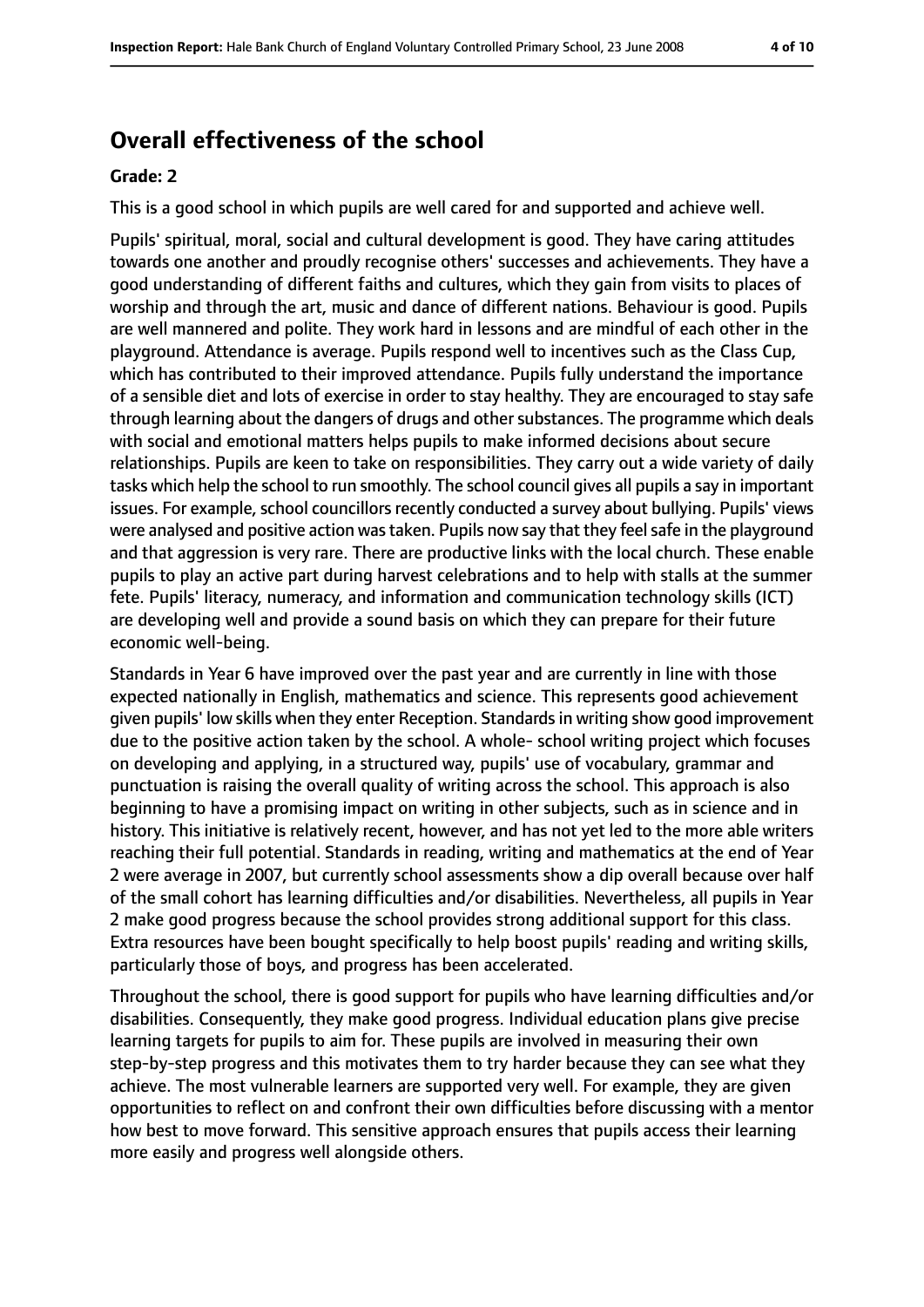## Overall effectiveness of the school

### Grade: 2

This is a good school in which pupils are well cared for and supported and achieve well.

Pupils' spiritual, moral, social and cultural development is good. They have caring attitudes towards one another and proudly recognise others' successes and achievements. They have a good understanding of different faiths and cultures, which they gain from visits to places of worship and through the art, music and dance of different nations. Behaviour is good. Pupils are well mannered and polite. They work hard in lessons and are mindful of each other in the playground. Attendance is average. Pupils respond well to incentives such as the Class Cup, which has contributed to their improved attendance. Pupils fully understand the importance of a sensible diet and lots of exercise in order to stay healthy. They are encouraged to stay safe through learning about the dangers of drugs and other substances. The programme which deals with social and emotional matters helps pupils to make informed decisions about secure relationships. Pupils are keen to take on responsibilities. They carry out a wide variety of daily tasks which help the school to run smoothly. The school council gives all pupils a say in important issues. For example, school councillors recently conducted a survey about bullying. Pupils' views were analysed and positive action was taken. Pupils now say that they feel safe in the playground and that aggression is very rare. There are productive links with the local church. These enable pupils to play an active part during harvest celebrations and to help with stalls at the summer fete. Pupils' literacy, numeracy, and information and communication technology skills (ICT) are developing well and provide a sound basis on which they can prepare for their future economic well-being.

Standards in Year 6 have improved over the past year and are currently in line with those expected nationally in English, mathematics and science. This represents good achievement given pupils' low skills when they enter Reception. Standards in writing show good improvement due to the positive action taken by the school. A whole- school writing project which focuses on developing and applying, in a structured way, pupils' use of vocabulary, grammar and punctuation is raising the overall quality of writing across the school. This approach is also beginning to have a promising impact on writing in other subjects, such as in science and in history. This initiative is relatively recent, however, and has not yet led to the more able writers reaching their full potential. Standards in reading, writing and mathematics at the end of Year 2 were average in 2007, but currently school assessments show a dip overall because over half of the small cohort has learning difficulties and/or disabilities. Nevertheless, all pupils in Year 2 make good progress because the school provides strong additional support for this class. Extra resources have been bought specifically to help boost pupils' reading and writing skills, particularly those of boys, and progress has been accelerated.

Throughout the school, there is good support for pupils who have learning difficulties and/or disabilities. Consequently, they make good progress. Individual education plans give precise learning targets for pupils to aim for. These pupils are involved in measuring their own step-by-step progress and this motivates them to try harder because they can see what they achieve. The most vulnerable learners are supported very well. For example, they are given opportunities to reflect on and confront their own difficulties before discussing with a mentor how best to move forward. This sensitive approach ensures that pupils access their learning more easily and progress well alongside others.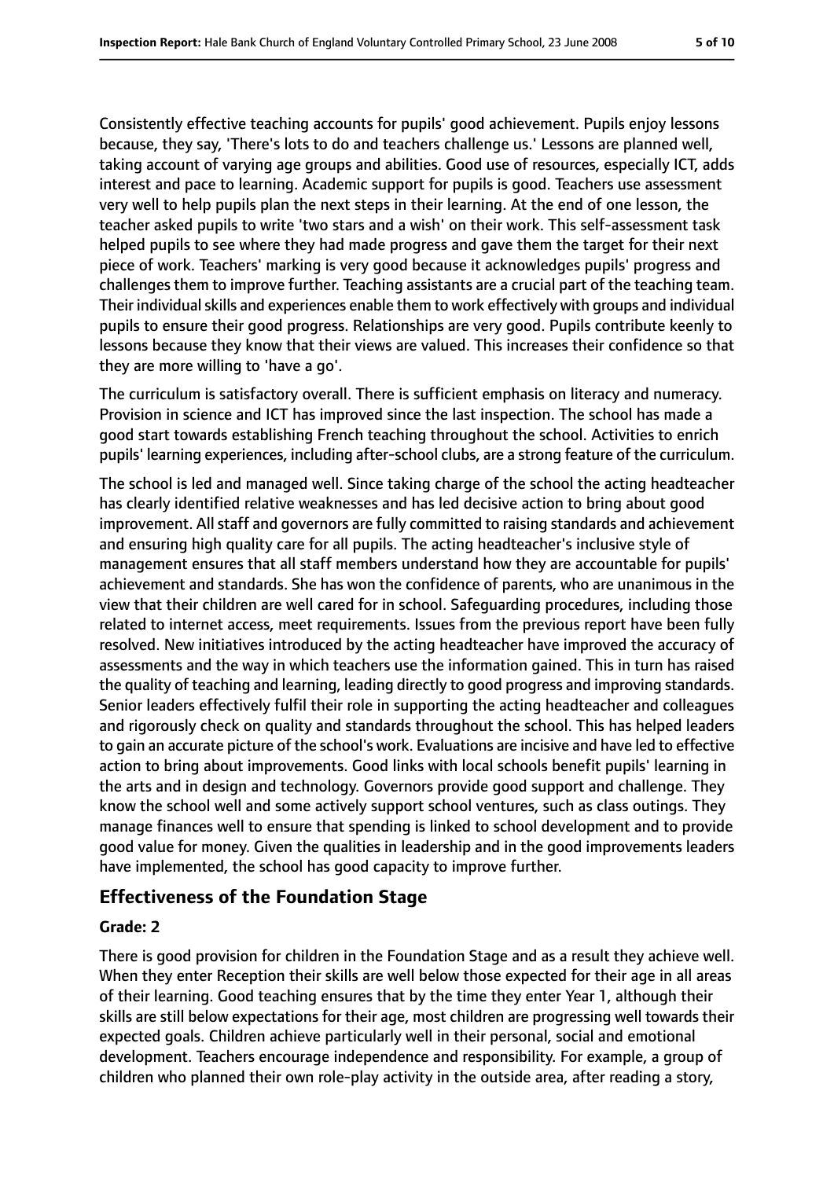Consistently effective teaching accounts for pupils' good achievement. Pupils enjoy lessons because, they say, 'There's lots to do and teachers challenge us.' Lessons are planned well, taking account of varying age groups and abilities. Good use of resources, especially ICT, adds interest and pace to learning. Academic support for pupils is good. Teachers use assessment very well to help pupils plan the next steps in their learning. At the end of one lesson, the teacher asked pupils to write 'two stars and a wish' on their work. This self-assessment task helped pupils to see where they had made progress and gave them the target for their next piece of work. Teachers' marking is very good because it acknowledges pupils' progress and challenges them to improve further. Teaching assistants are a crucial part of the teaching team. Their individual skills and experiences enable them to work effectively with groups and individual pupils to ensure their good progress. Relationships are very good. Pupils contribute keenly to lessons because they know that their views are valued. This increases their confidence so that they are more willing to 'have a go'.

The curriculum is satisfactory overall. There is sufficient emphasis on literacy and numeracy. Provision in science and ICT has improved since the last inspection. The school has made a good start towards establishing French teaching throughout the school. Activities to enrich pupils' learning experiences, including after-school clubs, are a strong feature of the curriculum.

The school is led and managed well. Since taking charge of the school the acting headteacher has clearly identified relative weaknesses and has led decisive action to bring about good improvement. All staff and governors are fully committed to raising standards and achievement and ensuring high quality care for all pupils. The acting headteacher's inclusive style of management ensures that all staff members understand how they are accountable for pupils' achievement and standards. She has won the confidence of parents, who are unanimous in the view that their children are well cared for in school. Safeguarding procedures, including those related to internet access, meet requirements. Issues from the previous report have been fully resolved. New initiatives introduced by the acting headteacher have improved the accuracy of assessments and the way in which teachers use the information gained. This in turn has raised the quality of teaching and learning, leading directly to good progress and improving standards. Senior leaders effectively fulfil their role in supporting the acting headteacher and colleagues and rigorously check on quality and standards throughout the school. This has helped leaders to gain an accurate picture of the school's work. Evaluations are incisive and have led to effective action to bring about improvements. Good links with local schools benefit pupils' learning in the arts and in design and technology. Governors provide good support and challenge. They know the school well and some actively support school ventures, such as class outings. They manage finances well to ensure that spending is linked to school development and to provide good value for money. Given the qualities in leadership and in the good improvements leaders have implemented, the school has good capacity to improve further.

## Effectiveness of the Foundation Stage

### Grade: 2

There is good provision for children in the Foundation Stage and as a result they achieve well. When they enter Reception their skills are well below those expected for their age in all areas of their learning. Good teaching ensures that by the time they enter Year 1, although their skills are still below expectations for their age, most children are progressing well towards their expected goals. Children achieve particularly well in their personal, social and emotional development. Teachers encourage independence and responsibility. For example, a group of children who planned their own role-play activity in the outside area, after reading a story,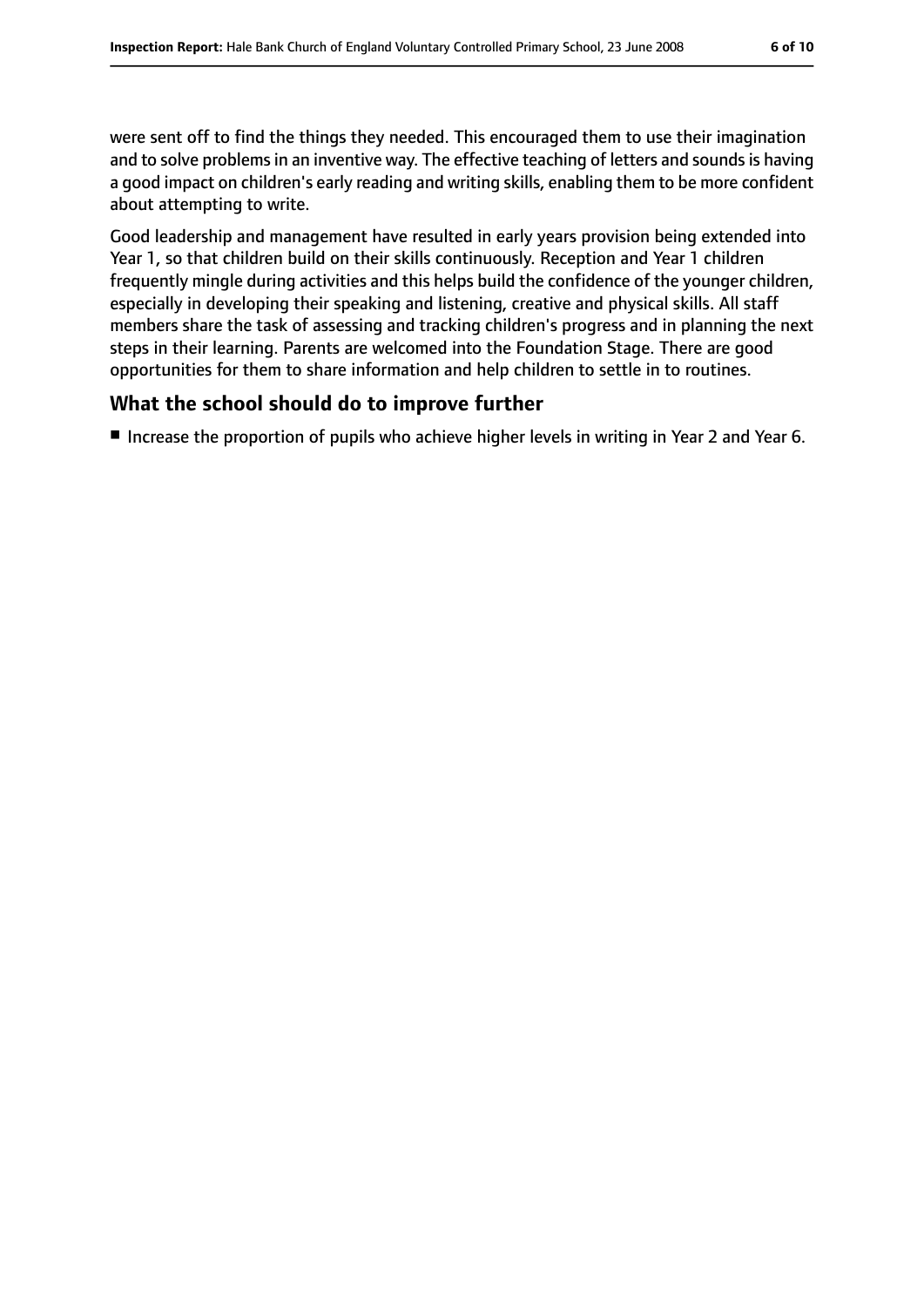were sent off to find the things they needed. This encouraged them to use their imagination and to solve problems in an inventive way. The effective teaching of letters and sounds is having a good impact on children's early reading and writing skills, enabling them to be more confident about attempting to write.

Good leadership and management have resulted in early years provision being extended into Year 1, so that children build on their skills continuously. Reception and Year 1 children frequently mingle during activities and this helps build the confidence of the younger children, especially in developing their speaking and listening, creative and physical skills. All staff members share the task of assessing and tracking children's progress and in planning the next steps in their learning. Parents are welcomed into the Foundation Stage. There are good opportunities for them to share information and help children to settle in to routines.

## What the school should do to improve further

- Increase the proportion of pupils who achieve higher levels in writing in Year 2 and Year 6.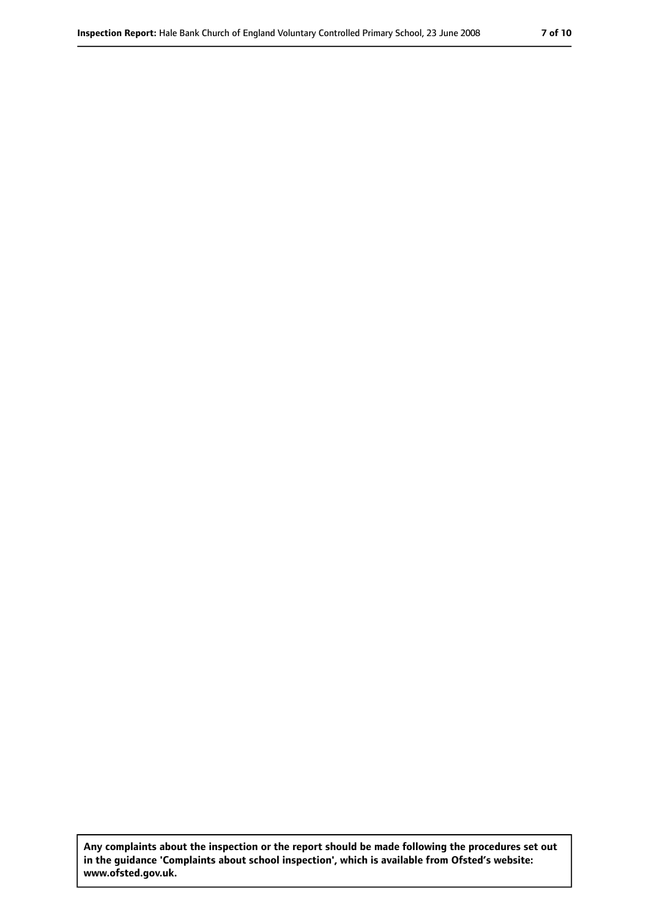**Any complaints about the inspection or the report should be made following the procedures set out in the guidance 'Complaints about school inspection', which is available from Ofsted's website: www.ofsted.gov.uk.**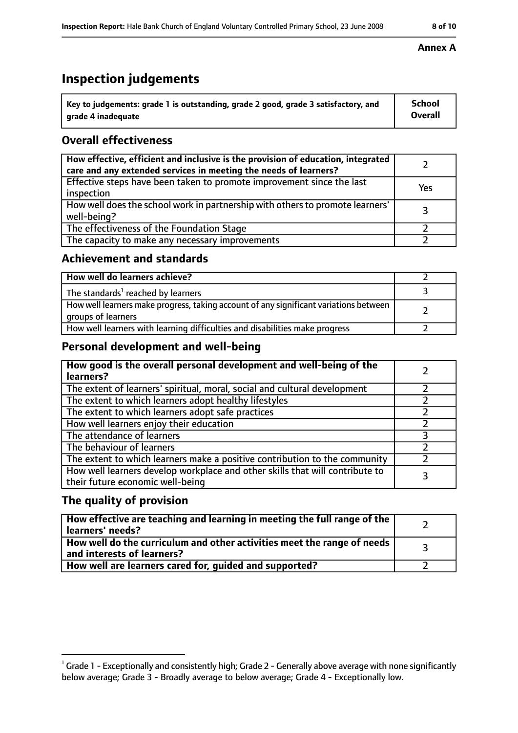**Annex A**

# Inspection judgements

| Key to judgements: grade 1 is outstanding, grade 2 good, grade 3 satisfactory, and grade 4 inadequate | School Overall |
|---|---|

## Overall effectiveness

| | |
|---|---|
| **How effective, efficient and inclusive is the provision of education, integrated care and any extended services in meeting the needs of learners?** | 2 |
| Effective steps have been taken to promote improvement since the last inspection | Yes |
| How well does the school work in partnership with others to promote learners' well-being? | 3 |
| The effectiveness of the Foundation Stage | 2 |
| The capacity to make any necessary improvements | 2 |

## Achievement and standards

| | |
|---|---|
| **How well do learners achieve?** | 2 |
| The standards[1] reached by learners | 3 |
| How well learners make progress, taking account of any significant variations between groups of learners | 2 |
| How well learners with learning difficulties and disabilities make progress | 2 |

## Personal development and well-being

| | |
|---|---|
| **How good is the overall personal development and well-being of the learners?** | 2 |
| The extent of learners' spiritual, moral, social and cultural development | 2 |
| The extent to which learners adopt healthy lifestyles | 2 |
| The extent to which learners adopt safe practices | 2 |
| How well learners enjoy their education | 2 |
| The attendance of learners | 3 |
| The behaviour of learners | 2 |
| The extent to which learners make a positive contribution to the community | 2 |
| How well learners develop workplace and other skills that will contribute to their future economic well-being | 3 |

## The quality of provision

| | |
|---|---|
| **How effective are teaching and learning in meeting the full range of the learners' needs?** | 2 |
| **How well do the curriculum and other activities meet the range of needs and interests of learners?** | 3 |
| **How well are learners cared for, guided and supported?** | 2 |

[1] Grade 1 - Exceptionally and consistently high; Grade 2 - Generally above average with none significantly below average; Grade 3 - Broadly average to below average; Grade 4 - Exceptionally low.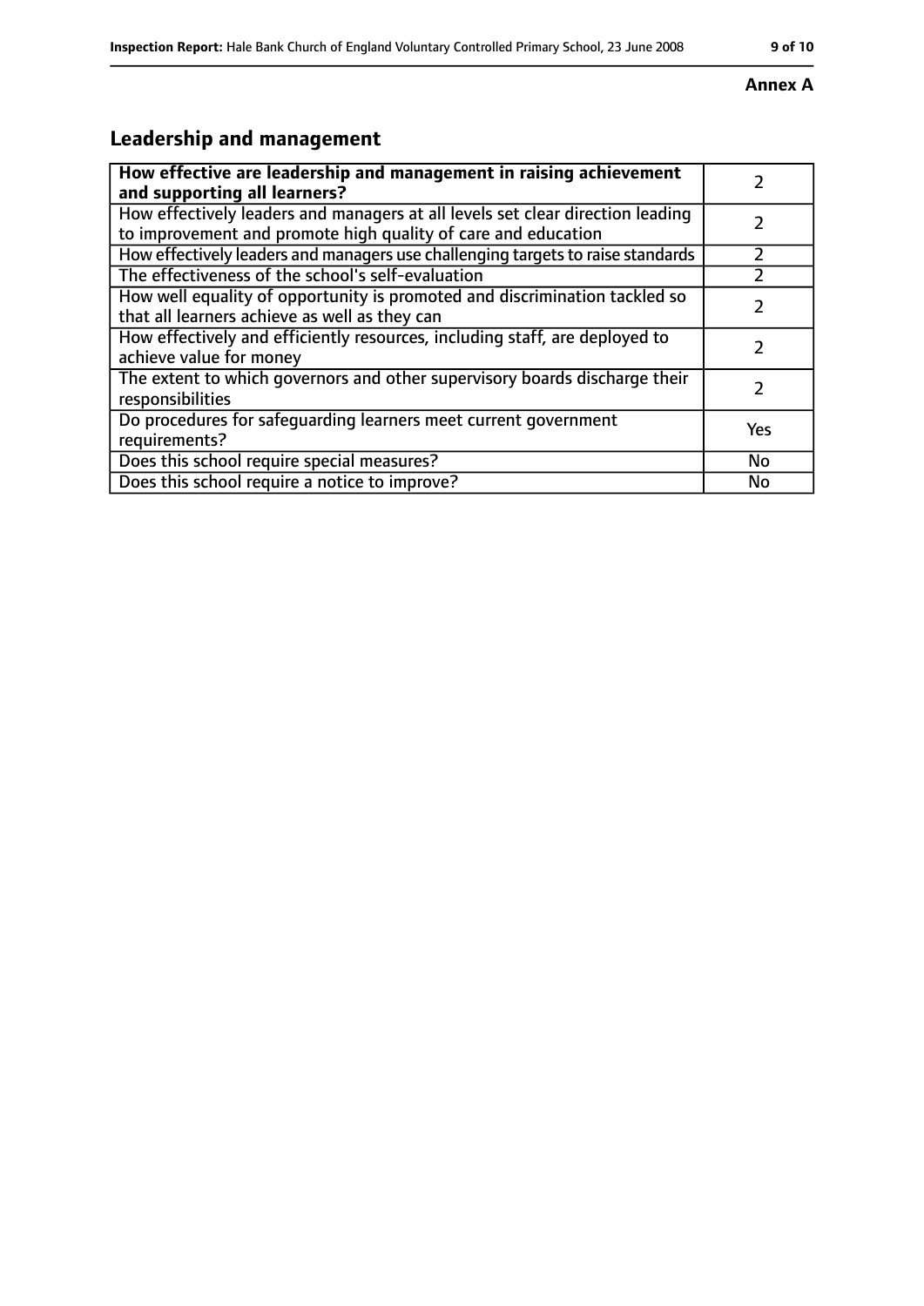**Annex A**

## Leadership and management

| How effective are leadership and management in raising achievement and supporting all learners? | 2 |
| --- | --- |
| How effectively leaders and managers at all levels set clear direction leading to improvement and promote high quality of care and education | 2 |
| How effectively leaders and managers use challenging targets to raise standards | 2 |
| The effectiveness of the school's self-evaluation | 2 |
| How well equality of opportunity is promoted and discrimination tackled so that all learners achieve as well as they can | 2 |
| How effectively and efficiently resources, including staff, are deployed to achieve value for money | 2 |
| The extent to which governors and other supervisory boards discharge their responsibilities | 2 |
| Do procedures for safeguarding learners meet current government requirements? | Yes |
| Does this school require special measures? | No |
| Does this school require a notice to improve? | No |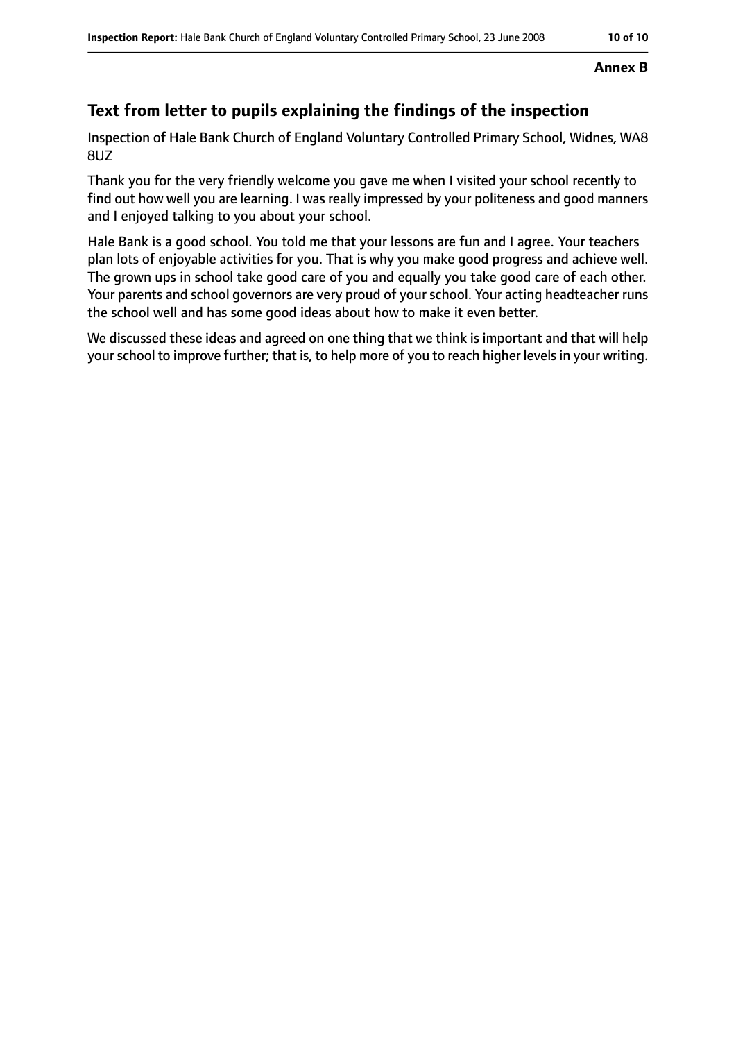**Annex B**

## Text from letter to pupils explaining the findings of the inspection

Inspection of Hale Bank Church of England Voluntary Controlled Primary School, Widnes, WA8 8UZ

Thank you for the very friendly welcome you gave me when I visited your school recently to find out how well you are learning. I was really impressed by your politeness and good manners and I enjoyed talking to you about your school.

Hale Bank is a good school. You told me that your lessons are fun and I agree. Your teachers plan lots of enjoyable activities for you. That is why you make good progress and achieve well. The grown ups in school take good care of you and equally you take good care of each other. Your parents and school governors are very proud of your school. Your acting headteacher runs the school well and has some good ideas about how to make it even better.

We discussed these ideas and agreed on one thing that we think is important and that will help your school to improve further; that is, to help more of you to reach higher levels in your writing.